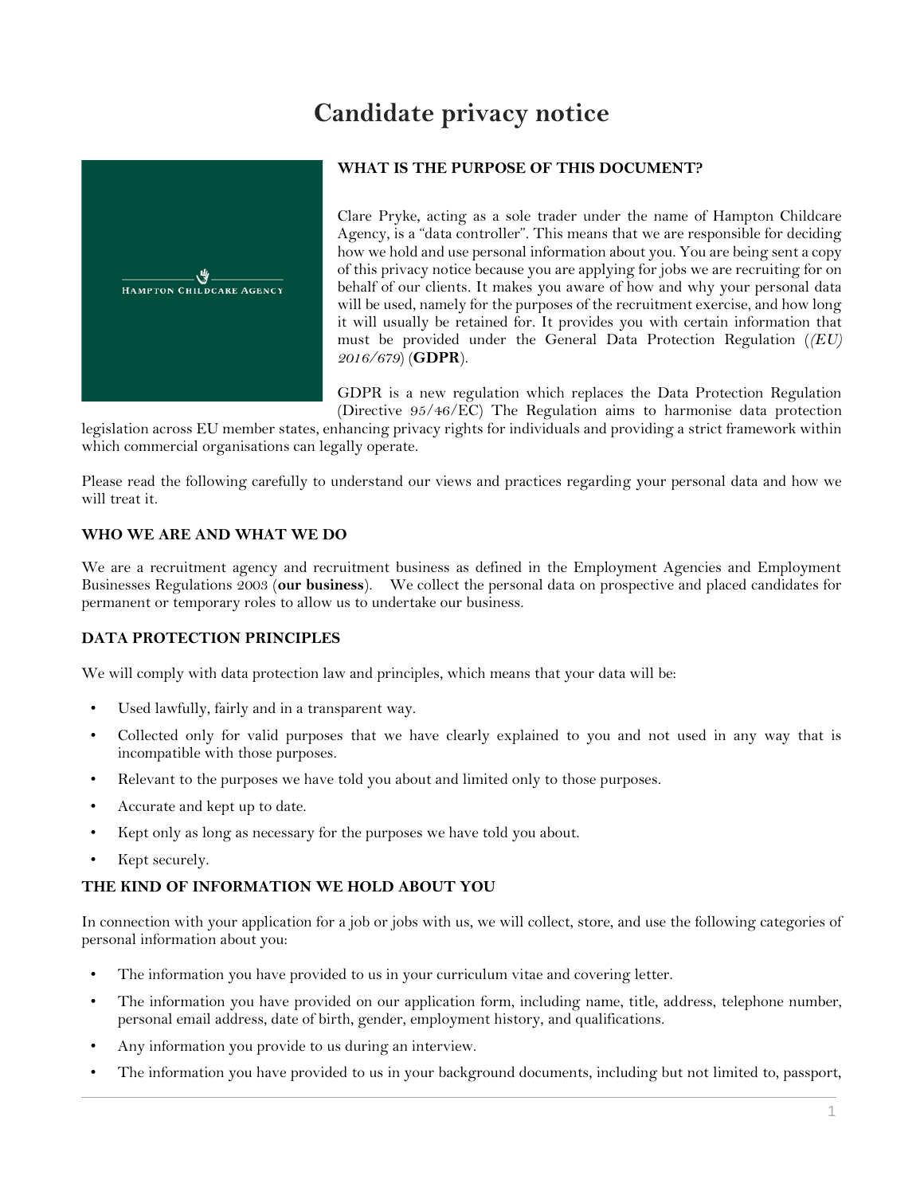# Candidate privacy notice

**WHAT IS THE PURPOSE OF THIS DOCUMENT?**

Clare Pryke, acting as a sole trader under the name of Hampton Childcare Agency, is a "data controller". This means that we are responsible for deciding how we hold and use personal information about you. You are being sent a copy of this privacy notice because you are applying for jobs we are recruiting for on behalf of our clients. It makes you aware of how and why your personal data will be used, namely for the purposes of the recruitment exercise, and how long it will usually be retained for. It provides you with certain information that must be provided under the General Data Protection Regulation (*(EU) 2016/679*) (**GDPR**).

GDPR is a new regulation which replaces the Data Protection Regulation (Directive 95/46/EC) The Regulation aims to harmonise data protection legislation across EU member states, enhancing privacy rights for individuals and providing a strict framework within which commercial organisations can legally operate.

Please read the following carefully to understand our views and practices regarding your personal data and how we will treat it.

**WHO WE ARE AND WHAT WE DO**

We are a recruitment agency and recruitment business as defined in the Employment Agencies and Employment Businesses Regulations 2003 (**our business**). We collect the personal data on prospective and placed candidates for permanent or temporary roles to allow us to undertake our business.

**DATA PROTECTION PRINCIPLES**

We will comply with data protection law and principles, which means that your data will be:

- Used lawfully, fairly and in a transparent way.
- Collected only for valid purposes that we have clearly explained to you and not used in any way that is incompatible with those purposes.
- Relevant to the purposes we have told you about and limited only to those purposes.
- Accurate and kept up to date.
- Kept only as long as necessary for the purposes we have told you about.
- Kept securely.

**THE KIND OF INFORMATION WE HOLD ABOUT YOU**

In connection with your application for a job or jobs with us, we will collect, store, and use the following categories of personal information about you:

- The information you have provided to us in your curriculum vitae and covering letter.
- The information you have provided on our application form, including name, title, address, telephone number, personal email address, date of birth, gender, employment history, and qualifications.
- Any information you provide to us during an interview.
- The information you have provided to us in your background documents, including but not limited to, passport,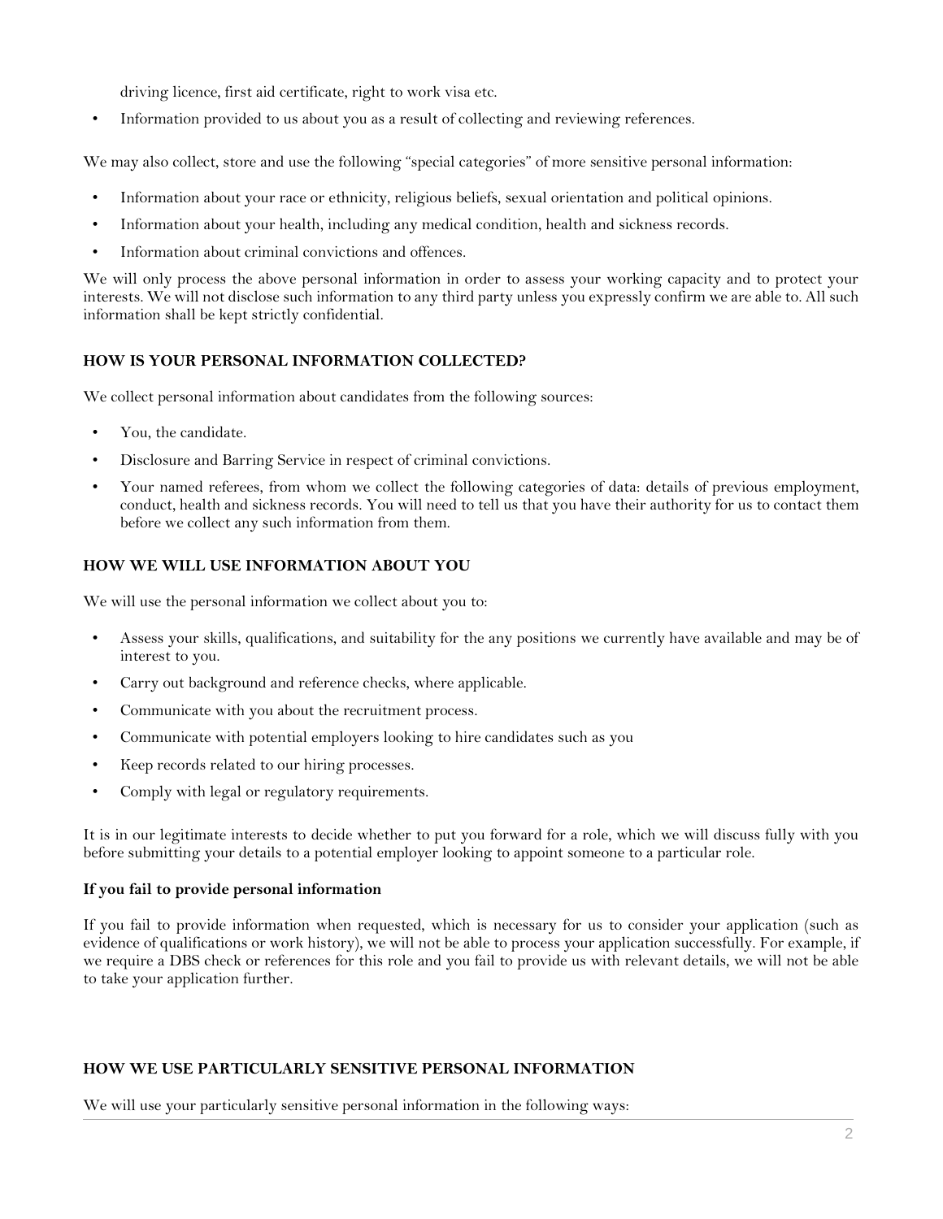driving licence, first aid certificate, right to work visa etc.

- Information provided to us about you as a result of collecting and reviewing references.

We may also collect, store and use the following "special categories" of more sensitive personal information:

- Information about your race or ethnicity, religious beliefs, sexual orientation and political opinions.
- Information about your health, including any medical condition, health and sickness records.
- Information about criminal convictions and offences.

We will only process the above personal information in order to assess your working capacity and to protect your interests. We will not disclose such information to any third party unless you expressly confirm we are able to. All such information shall be kept strictly confidential.

**HOW IS YOUR PERSONAL INFORMATION COLLECTED?**

We collect personal information about candidates from the following sources:

- You, the candidate.
- Disclosure and Barring Service in respect of criminal convictions.
- Your named referees, from whom we collect the following categories of data: details of previous employment, conduct, health and sickness records. You will need to tell us that you have their authority for us to contact them before we collect any such information from them.

**HOW WE WILL USE INFORMATION ABOUT YOU**

We will use the personal information we collect about you to:

- Assess your skills, qualifications, and suitability for the any positions we currently have available and may be of interest to you.
- Carry out background and reference checks, where applicable.
- Communicate with you about the recruitment process.
- Communicate with potential employers looking to hire candidates such as you
- Keep records related to our hiring processes.
- Comply with legal or regulatory requirements.

It is in our legitimate interests to decide whether to put you forward for a role, which we will discuss fully with you before submitting your details to a potential employer looking to appoint someone to a particular role.

**If you fail to provide personal information**

If you fail to provide information when requested, which is necessary for us to consider your application (such as evidence of qualifications or work history), we will not be able to process your application successfully. For example, if we require a DBS check or references for this role and you fail to provide us with relevant details, we will not be able to take your application further.

**HOW WE USE PARTICULARLY SENSITIVE PERSONAL INFORMATION**

We will use your particularly sensitive personal information in the following ways: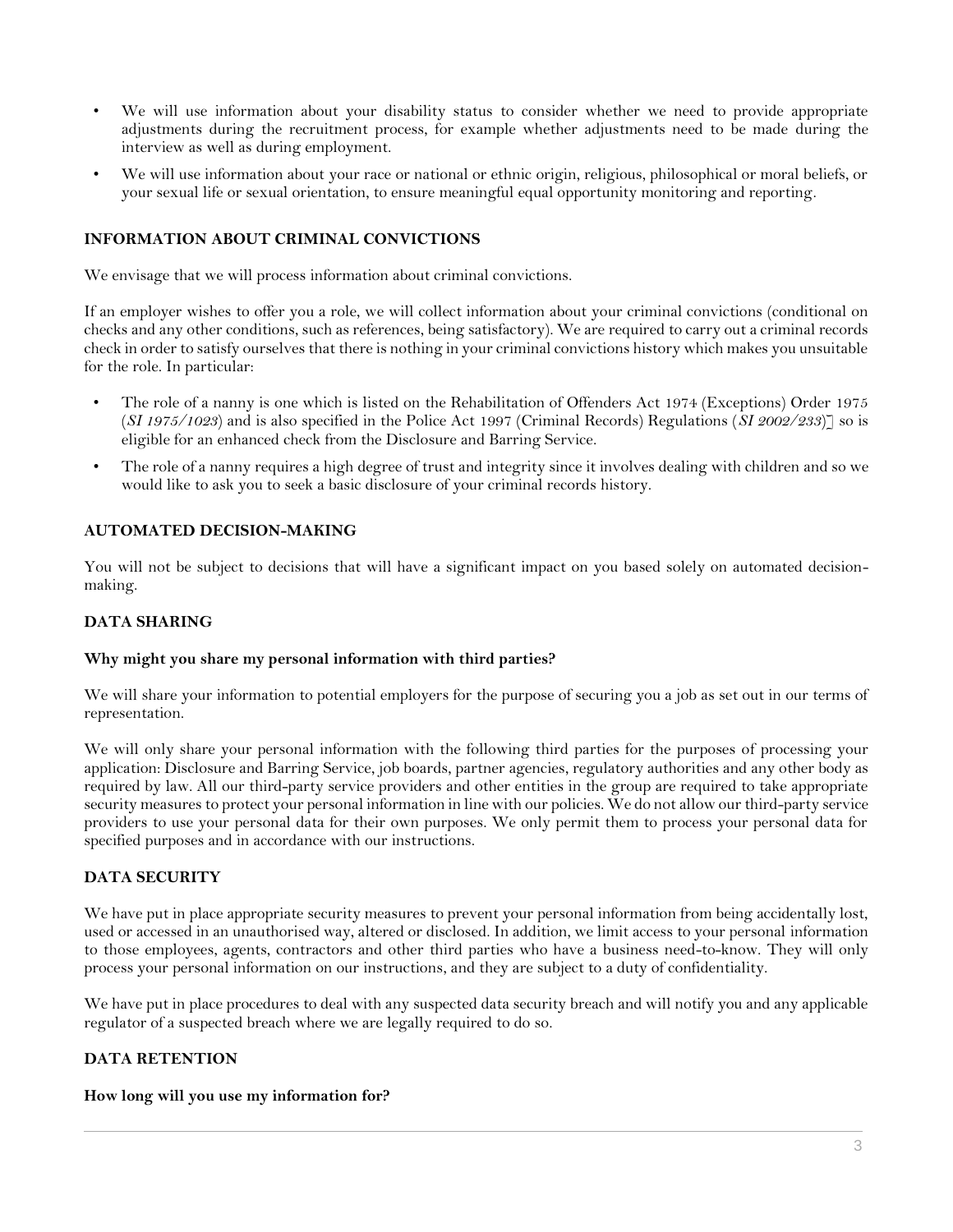- We will use information about your disability status to consider whether we need to provide appropriate adjustments during the recruitment process, for example whether adjustments need to be made during the interview as well as during employment.
- We will use information about your race or national or ethnic origin, religious, philosophical or moral beliefs, or your sexual life or sexual orientation, to ensure meaningful equal opportunity monitoring and reporting.

## INFORMATION ABOUT CRIMINAL CONVICTIONS

We envisage that we will process information about criminal convictions.

If an employer wishes to offer you a role, we will collect information about your criminal convictions (conditional on checks and any other conditions, such as references, being satisfactory). We are required to carry out a criminal records check in order to satisfy ourselves that there is nothing in your criminal convictions history which makes you unsuitable for the role. In particular:

- The role of a nanny is one which is listed on the Rehabilitation of Offenders Act 1974 (Exceptions) Order 1975 (*SI 1975/1023*) and is also specified in the Police Act 1997 (Criminal Records) Regulations (*SI 2002/233*)] so is eligible for an enhanced check from the Disclosure and Barring Service.
- The role of a nanny requires a high degree of trust and integrity since it involves dealing with children and so we would like to ask you to seek a basic disclosure of your criminal records history.

## AUTOMATED DECISION-MAKING

You will not be subject to decisions that will have a significant impact on you based solely on automated decision-making.

## DATA SHARING

### Why might you share my personal information with third parties?

We will share your information to potential employers for the purpose of securing you a job as set out in our terms of representation.

We will only share your personal information with the following third parties for the purposes of processing your application: Disclosure and Barring Service, job boards, partner agencies, regulatory authorities and any other body as required by law. All our third-party service providers and other entities in the group are required to take appropriate security measures to protect your personal information in line with our policies. We do not allow our third-party service providers to use your personal data for their own purposes. We only permit them to process your personal data for specified purposes and in accordance with our instructions.

## DATA SECURITY

We have put in place appropriate security measures to prevent your personal information from being accidentally lost, used or accessed in an unauthorised way, altered or disclosed. In addition, we limit access to your personal information to those employees, agents, contractors and other third parties who have a business need-to-know. They will only process your personal information on our instructions, and they are subject to a duty of confidentiality.

We have put in place procedures to deal with any suspected data security breach and will notify you and any applicable regulator of a suspected breach where we are legally required to do so.

## DATA RETENTION

### How long will you use my information for?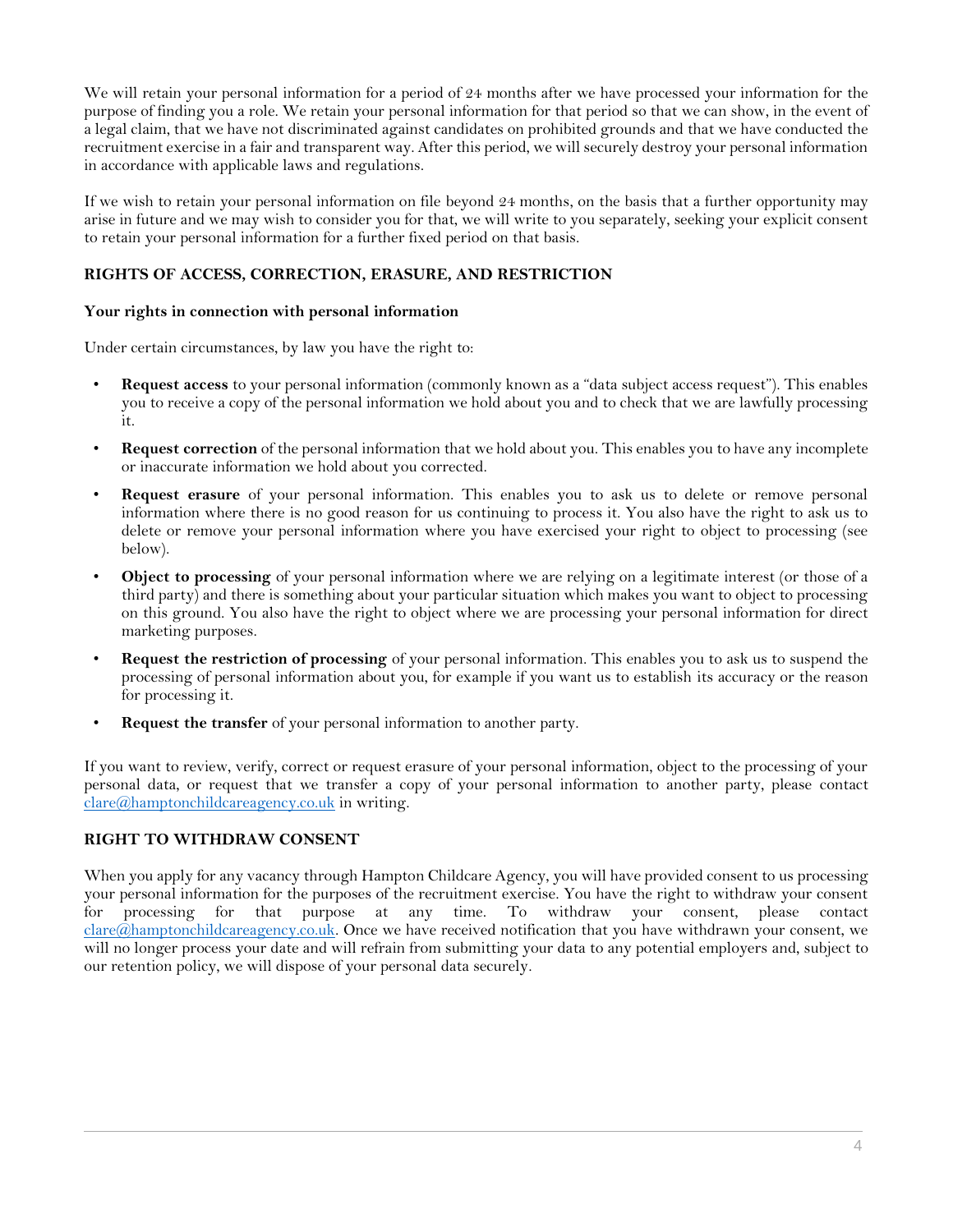We will retain your personal information for a period of 24 months after we have processed your information for the purpose of finding you a role. We retain your personal information for that period so that we can show, in the event of a legal claim, that we have not discriminated against candidates on prohibited grounds and that we have conducted the recruitment exercise in a fair and transparent way. After this period, we will securely destroy your personal information in accordance with applicable laws and regulations.

If we wish to retain your personal information on file beyond 24 months, on the basis that a further opportunity may arise in future and we may wish to consider you for that, we will write to you separately, seeking your explicit consent to retain your personal information for a further fixed period on that basis.

## RIGHTS OF ACCESS, CORRECTION, ERASURE, AND RESTRICTION

### Your rights in connection with personal information

Under certain circumstances, by law you have the right to:

- **Request access** to your personal information (commonly known as a "data subject access request"). This enables you to receive a copy of the personal information we hold about you and to check that we are lawfully processing it.
- **Request correction** of the personal information that we hold about you. This enables you to have any incomplete or inaccurate information we hold about you corrected.
- **Request erasure** of your personal information. This enables you to ask us to delete or remove personal information where there is no good reason for us continuing to process it. You also have the right to ask us to delete or remove your personal information where you have exercised your right to object to processing (see below).
- **Object to processing** of your personal information where we are relying on a legitimate interest (or those of a third party) and there is something about your particular situation which makes you want to object to processing on this ground. You also have the right to object where we are processing your personal information for direct marketing purposes.
- **Request the restriction of processing** of your personal information. This enables you to ask us to suspend the processing of personal information about you, for example if you want us to establish its accuracy or the reason for processing it.
- **Request the transfer** of your personal information to another party.

If you want to review, verify, correct or request erasure of your personal information, object to the processing of your personal data, or request that we transfer a copy of your personal information to another party, please contact clare@hamptonchildcareagency.co.uk in writing.

## RIGHT TO WITHDRAW CONSENT

When you apply for any vacancy through Hampton Childcare Agency, you will have provided consent to us processing your personal information for the purposes of the recruitment exercise. You have the right to withdraw your consent for processing for that purpose at any time. To withdraw your consent, please contact clare@hamptonchildcareagency.co.uk. Once we have received notification that you have withdrawn your consent, we will no longer process your date and will refrain from submitting your data to any potential employers and, subject to our retention policy, we will dispose of your personal data securely.